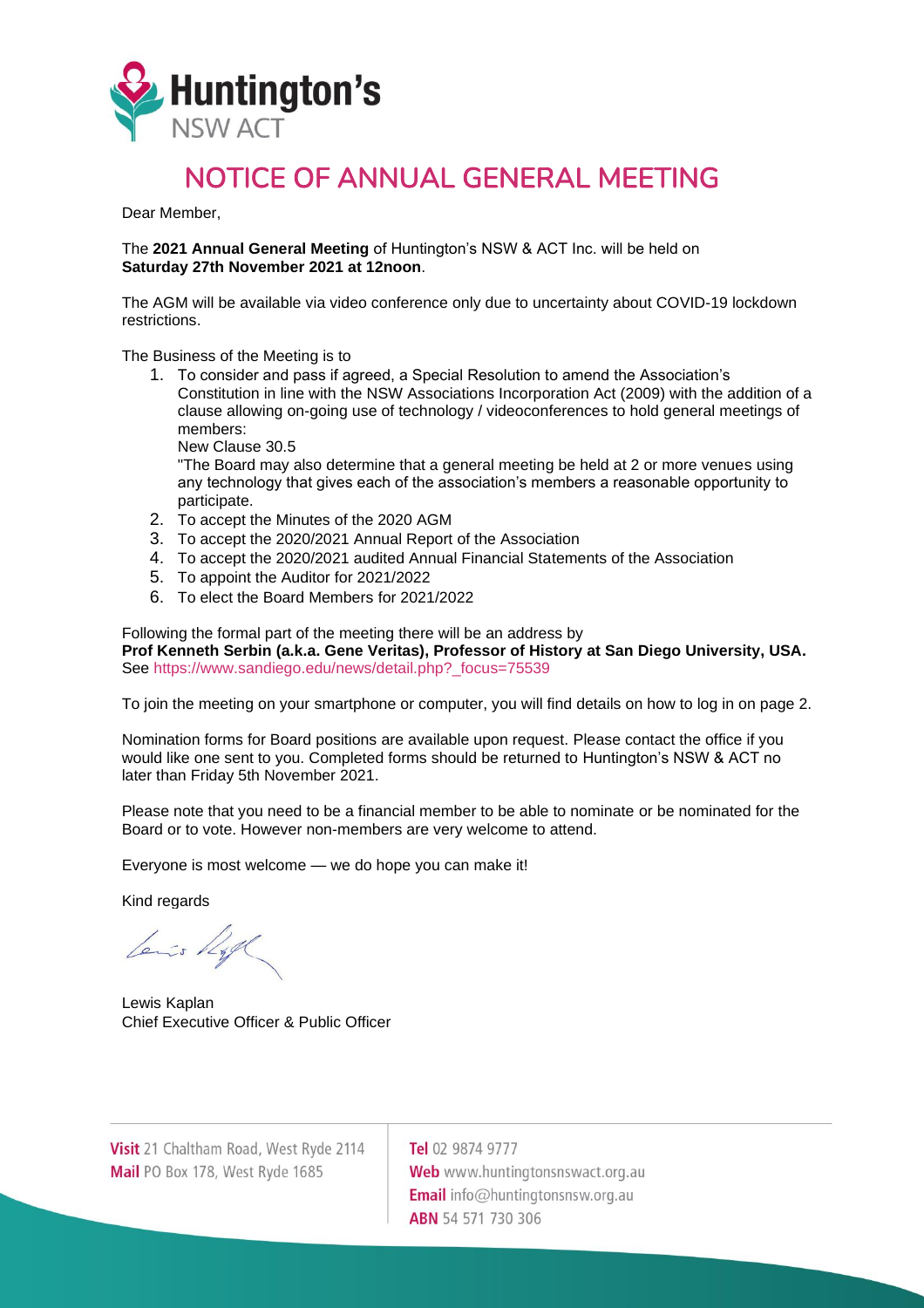Huntington's
NSW ACT

# NOTICE OF ANNUAL GENERAL MEETING

Dear Member,

The **2021 Annual General Meeting** of Huntington's NSW & ACT Inc. will be held on **Saturday 27th November 2021 at 12noon**.

The AGM will be available via video conference only due to uncertainty about COVID-19 lockdown restrictions.

The Business of the Meeting is to

1. To consider and pass if agreed, a Special Resolution to amend the Association's Constitution in line with the NSW Associations Incorporation Act (2009) with the addition of a clause allowing on-going use of technology / videoconferences to hold general meetings of members:
   New Clause 30.5
   "The Board may also determine that a general meeting be held at 2 or more venues using any technology that gives each of the association's members a reasonable opportunity to participate.
2. To accept the Minutes of the 2020 AGM
3. To accept the 2020/2021 Annual Report of the Association
4. To accept the 2020/2021 audited Annual Financial Statements of the Association
5. To appoint the Auditor for 2021/2022
6. To elect the Board Members for 2021/2022

Following the formal part of the meeting there will be an address by
**Prof Kenneth Serbin (a.k.a. Gene Veritas), Professor of History at San Diego University, USA.**
See https://www.sandiego.edu/news/detail.php?_focus=75539

To join the meeting on your smartphone or computer, you will find details on how to log in on page 2.

Nomination forms for Board positions are available upon request. Please contact the office if you would like one sent to you. Completed forms should be returned to Huntington's NSW & ACT no later than Friday 5th November 2021.

Please note that you need to be a financial member to be able to nominate or be nominated for the Board or to vote. However non-members are very welcome to attend.

Everyone is most welcome — we do hope you can make it!

Kind regards

Lewis Kaplan
Chief Executive Officer & Public Officer

**Visit** 21 Chaltham Road, West Ryde 2114
**Mail** PO Box 178, West Ryde 1685

**Tel** 02 9874 9777
**Web** www.huntingtonsnswact.org.au
**Email** info@huntingtonsnsw.org.au
**ABN** 54 571 730 306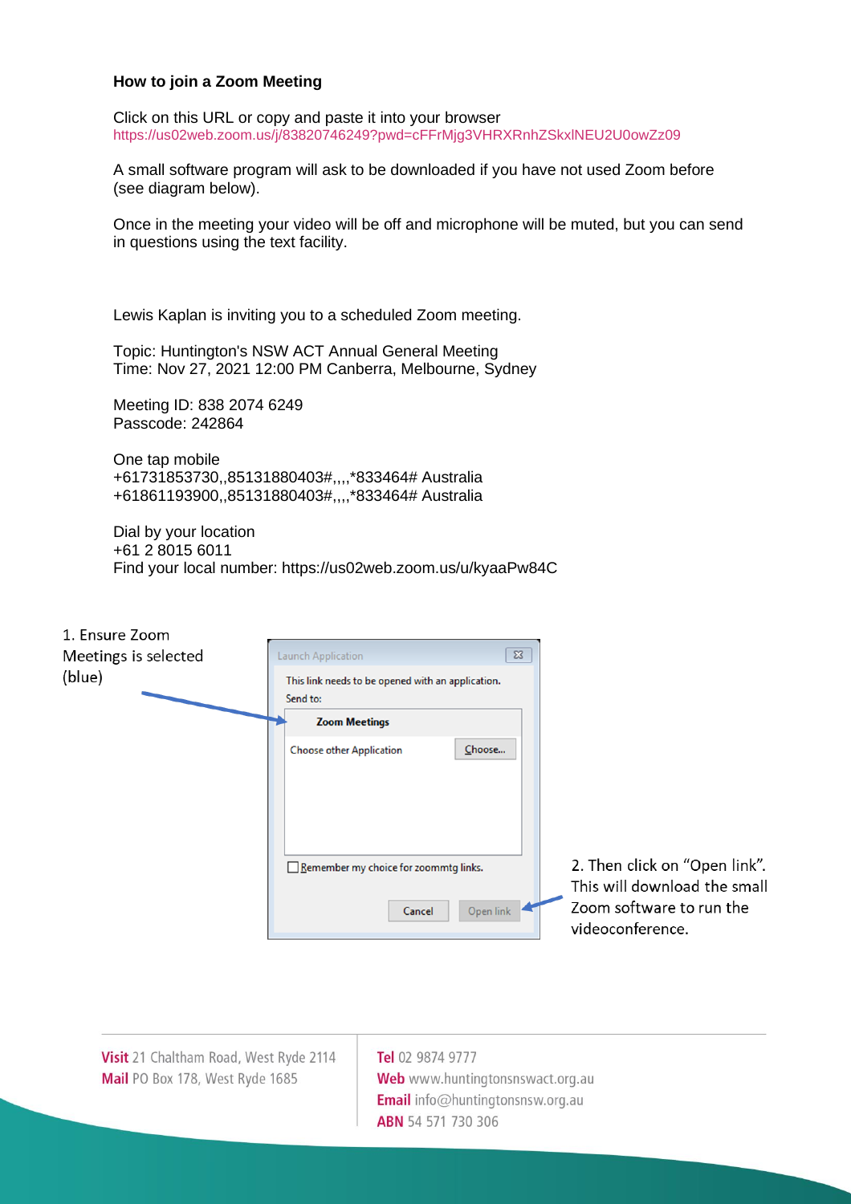**How to join a Zoom Meeting**

Click on this URL or copy and paste it into your browser
https://us02web.zoom.us/j/83820746249?pwd=cFFrMjg3VHRXRnhZSkxlNEU2U0owZz09

A small software program will ask to be downloaded if you have not used Zoom before (see diagram below).

Once in the meeting your video will be off and microphone will be muted, but you can send in questions using the text facility.

Lewis Kaplan is inviting you to a scheduled Zoom meeting.

Topic: Huntington's NSW ACT Annual General Meeting
Time: Nov 27, 2021 12:00 PM Canberra, Melbourne, Sydney

Meeting ID: 838 2074 6249
Passcode: 242864

One tap mobile
+61731853730,,85131880403#,,,,*833464# Australia
+61861193900,,85131880403#,,,,*833464# Australia

Dial by your location
+61 2 8015 6011
Find your local number: https://us02web.zoom.us/u/kyaaPw84C

1. Ensure Zoom Meetings is selected (blue)

Launch Application

This link needs to be opened with an application.
Send to:

Zoom Meetings

Choose other Application  Choose...

Remember my choice for zoommtg links.

Cancel  Open link

2. Then click on "Open link". This will download the small Zoom software to run the videoconference.

**Visit** 21 Chaltham Road, West Ryde 2114
**Mail** PO Box 178, West Ryde 1685

**Tel** 02 9874 9777
**Web** www.huntingtonsnswact.org.au
**Email** info@huntingtonsnsw.org.au
**ABN** 54 571 730 306